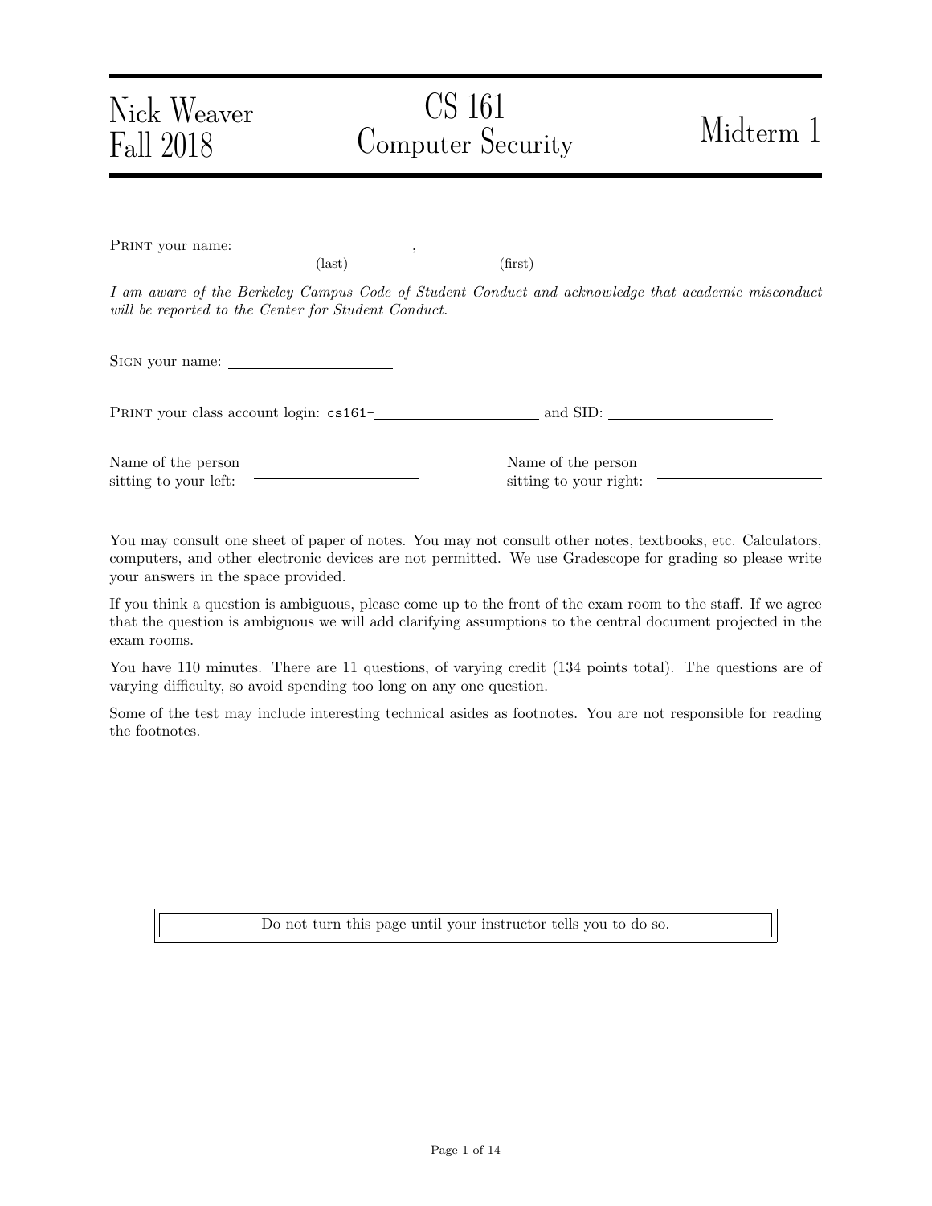Nick Weaver
Fall 2018

# CS 161 Computer Security

Midterm 1

PRINT your name: \_\_\_\_\_\_\_\_\_\_\_\_\_\_\_\_\_\_\_\_, \_\_\_\_\_\_\_\_\_\_\_\_\_\_\_\_\_\_\_\_
(last) (first)

*I am aware of the Berkeley Campus Code of Student Conduct and acknowledge that academic misconduct will be reported to the Center for Student Conduct.*

SIGN your name: \_\_\_\_\_\_\_\_\_\_\_\_\_\_\_\_\_\_\_\_

PRINT your class account login: `cs161-`\_\_\_\_\_\_\_\_\_\_\_\_\_\_\_\_\_\_\_\_ and SID: \_\_\_\_\_\_\_\_\_\_\_\_\_\_\_\_\_\_\_\_

Name of the person sitting to your left: \_\_\_\_\_\_\_\_\_\_\_\_\_\_\_\_\_\_\_\_

Name of the person sitting to your right: \_\_\_\_\_\_\_\_\_\_\_\_\_\_\_\_\_\_\_\_

You may consult one sheet of paper of notes. You may not consult other notes, textbooks, etc. Calculators, computers, and other electronic devices are not permitted. We use Gradescope for grading so please write your answers in the space provided.

If you think a question is ambiguous, please come up to the front of the exam room to the staff. If we agree that the question is ambiguous we will add clarifying assumptions to the central document projected in the exam rooms.

You have 110 minutes. There are 11 questions, of varying credit (134 points total). The questions are of varying difficulty, so avoid spending too long on any one question.

Some of the test may include interesting technical asides as footnotes. You are not responsible for reading the footnotes.

Do not turn this page until your instructor tells you to do so.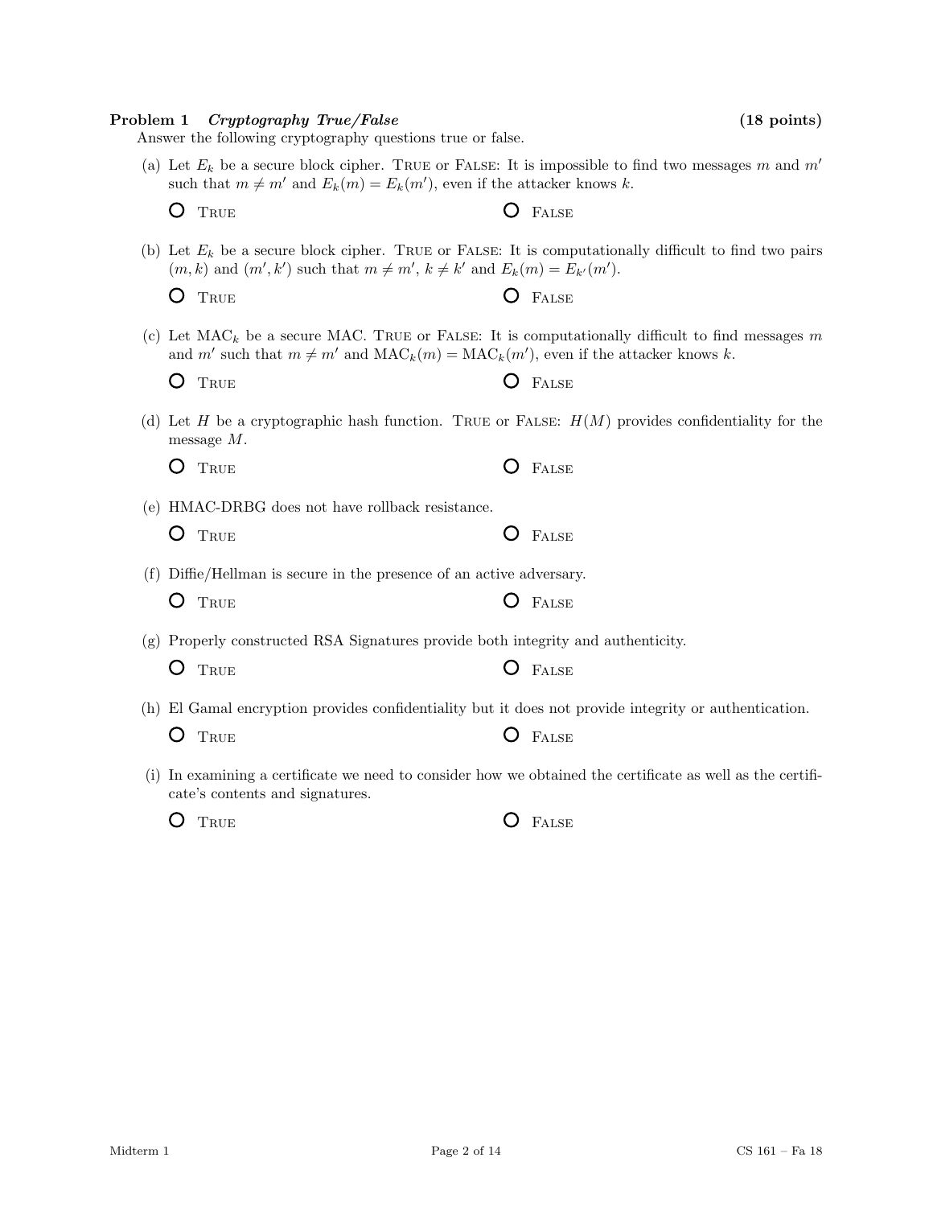**Problem 1** ***Cryptography True/False*** **(18 points)**

Answer the following cryptography questions true or false.

(a) Let $E_k$ be a secure block cipher. True or False: It is impossible to find two messages $m$ and $m'$ such that $m \neq m'$ and $E_k(m) = E_k(m')$, even if the attacker knows $k$.

○ True ○ False

(b) Let $E_k$ be a secure block cipher. True or False: It is computationally difficult to find two pairs $(m, k)$ and $(m', k')$ such that $m \neq m'$, $k \neq k'$ and $E_k(m) = E_{k'}(m')$.

○ True ○ False

(c) Let $\text{MAC}_k$ be a secure MAC. True or False: It is computationally difficult to find messages $m$ and $m'$ such that $m \neq m'$ and $\text{MAC}_k(m) = \text{MAC}_k(m')$, even if the attacker knows $k$.

○ True ○ False

(d) Let $H$ be a cryptographic hash function. True or False: $H(M)$ provides confidentiality for the message $M$.

○ True ○ False

(e) HMAC-DRBG does not have rollback resistance.

○ True ○ False

(f) Diffie/Hellman is secure in the presence of an active adversary.

○ True ○ False

(g) Properly constructed RSA Signatures provide both integrity and authenticity.

○ True ○ False

(h) El Gamal encryption provides confidentiality but it does not provide integrity or authentication.

○ True ○ False

(i) In examining a certificate we need to consider how we obtained the certificate as well as the certificate's contents and signatures.

○ True ○ False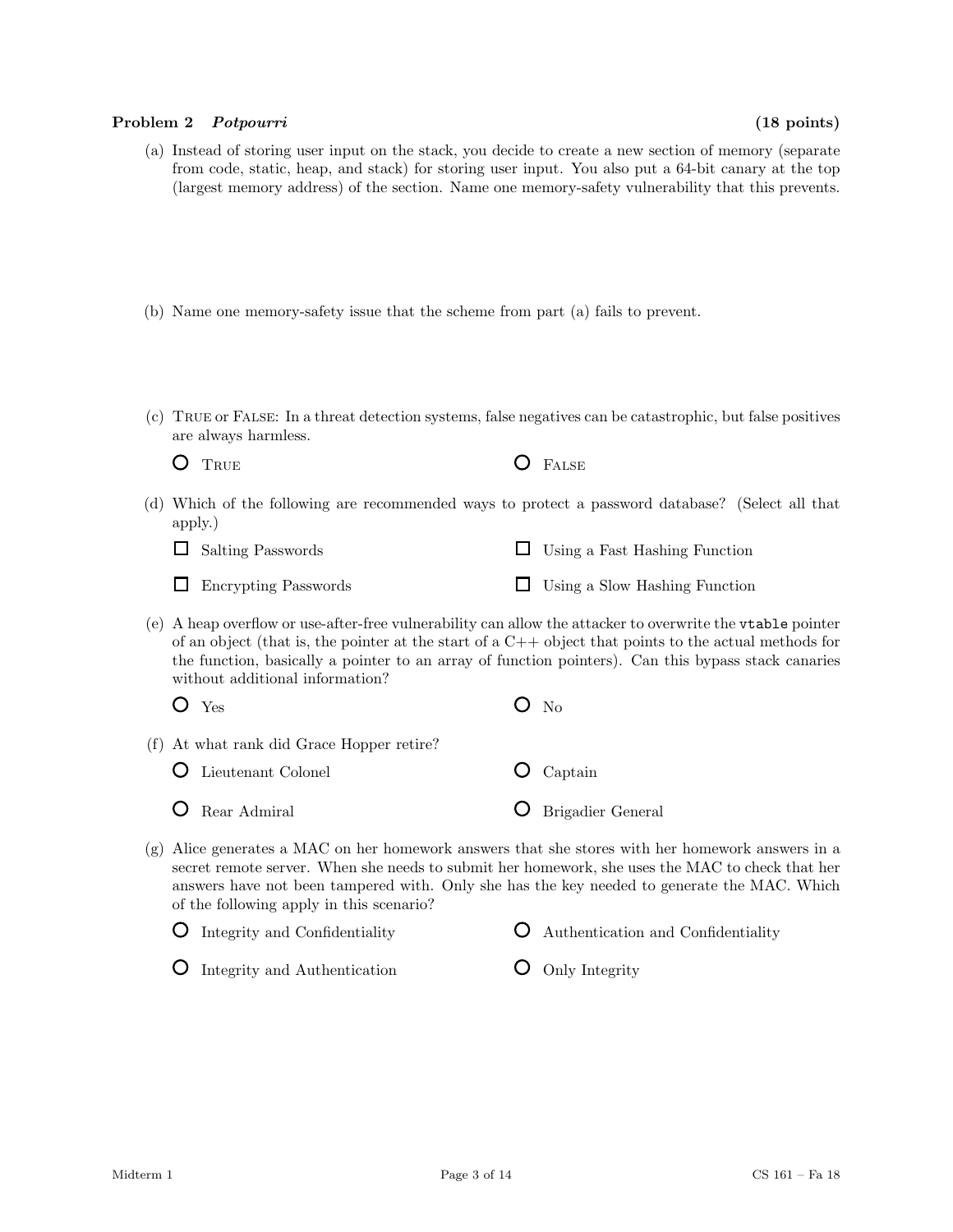**Problem 2** ***Potpourri*** **(18 points)**

(a) Instead of storing user input on the stack, you decide to create a new section of memory (separate from code, static, heap, and stack) for storing user input. You also put a 64-bit canary at the top (largest memory address) of the section. Name one memory-safety vulnerability that this prevents.

(b) Name one memory-safety issue that the scheme from part (a) fails to prevent.

(c) TRUE or FALSE: In a threat detection systems, false negatives can be catastrophic, but false positives are always harmless.

- ○ TRUE
- ○ FALSE

(d) Which of the following are recommended ways to protect a password database? (Select all that apply.)

- ☐ Salting Passwords
- ☐ Using a Fast Hashing Function
- ☐ Encrypting Passwords
- ☐ Using a Slow Hashing Function

(e) A heap overflow or use-after-free vulnerability can allow the attacker to overwrite the `vtable` pointer of an object (that is, the pointer at the start of a C++ object that points to the actual methods for the function, basically a pointer to an array of function pointers). Can this bypass stack canaries without additional information?

- ○ Yes
- ○ No

(f) At what rank did Grace Hopper retire?

- ○ Lieutenant Colonel
- ○ Captain
- ○ Rear Admiral
- ○ Brigadier General

(g) Alice generates a MAC on her homework answers that she stores with her homework answers in a secret remote server. When she needs to submit her homework, she uses the MAC to check that her answers have not been tampered with. Only she has the key needed to generate the MAC. Which of the following apply in this scenario?

- ○ Integrity and Confidentiality
- ○ Authentication and Confidentiality
- ○ Integrity and Authentication
- ○ Only Integrity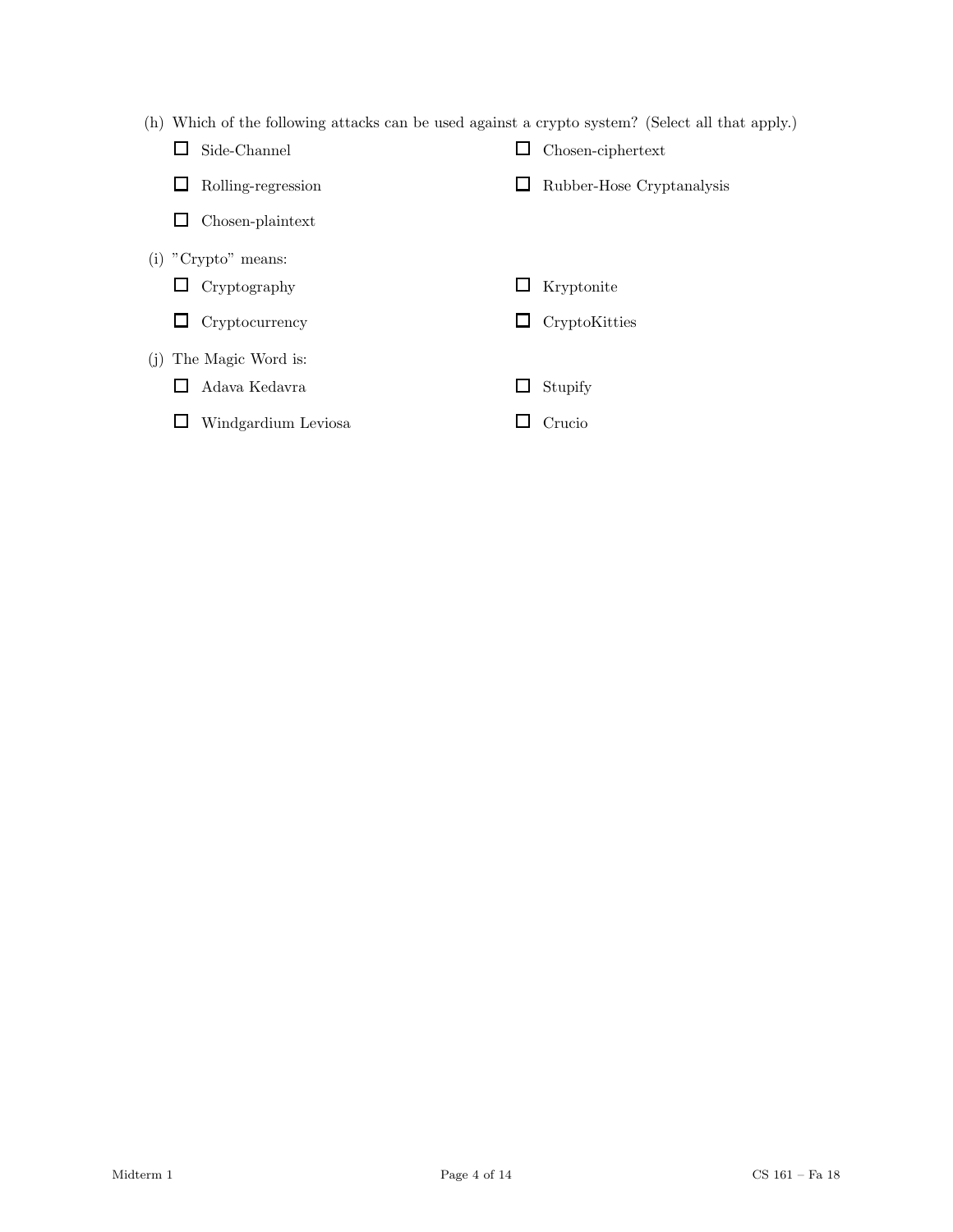(h) Which of the following attacks can be used against a crypto system? (Select all that apply.)

- ☐ Side-Channel
- ☐ Chosen-ciphertext
- ☐ Rolling-regression
- ☐ Rubber-Hose Cryptanalysis
- ☐ Chosen-plaintext

(i) "Crypto" means:

- ☐ Cryptography
- ☐ Kryptonite
- ☐ Cryptocurrency
- ☐ CryptoKitties

(j) The Magic Word is:

- ☐ Adava Kedavra
- ☐ Stupify
- ☐ Windgardium Leviosa
- ☐ Crucio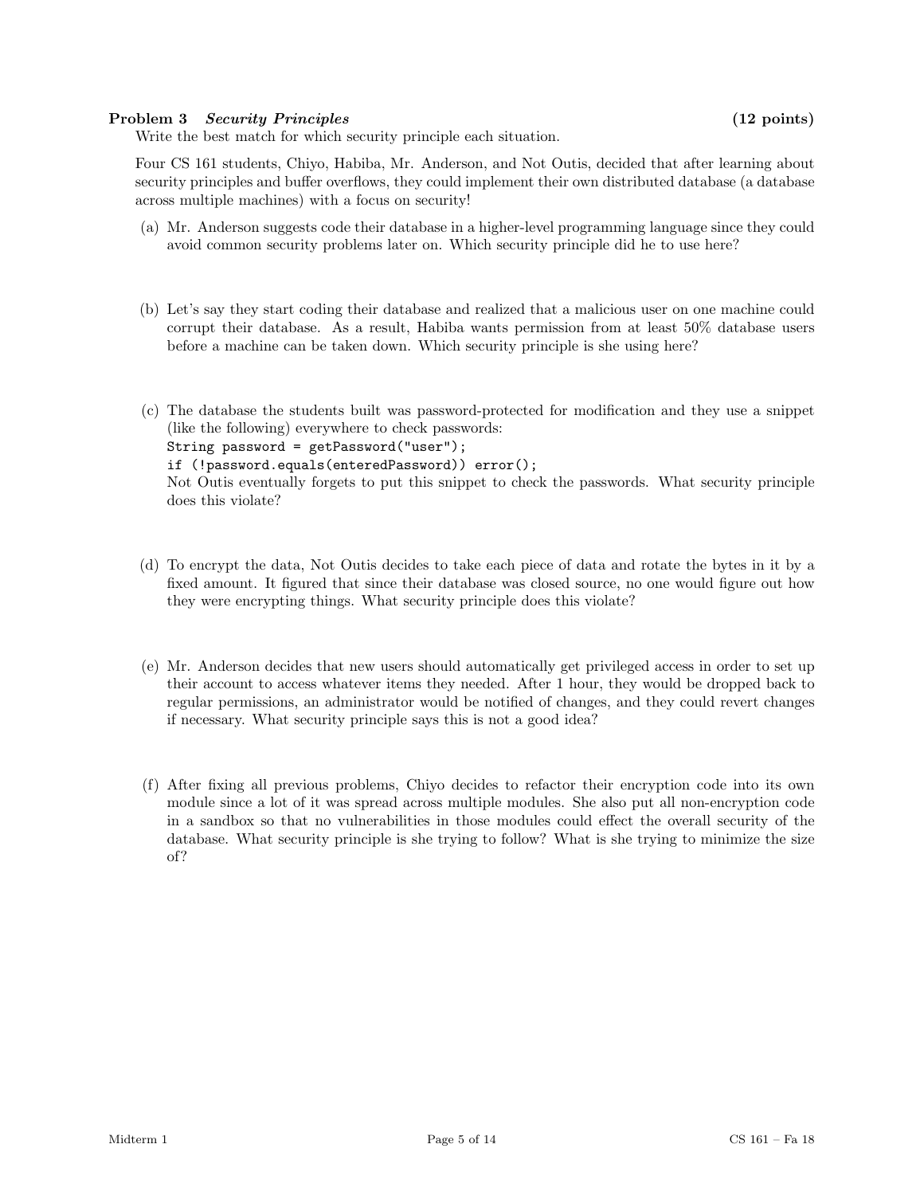**Problem 3** ***Security Principles*** **(12 points)**

Write the best match for which security principle each situation.

Four CS 161 students, Chiyo, Habiba, Mr. Anderson, and Not Outis, decided that after learning about security principles and buffer overflows, they could implement their own distributed database (a database across multiple machines) with a focus on security!

(a) Mr. Anderson suggests code their database in a higher-level programming language since they could avoid common security problems later on. Which security principle did he to use here?

(b) Let's say they start coding their database and realized that a malicious user on one machine could corrupt their database. As a result, Habiba wants permission from at least 50% database users before a machine can be taken down. Which security principle is she using here?

(c) The database the students built was password-protected for modification and they use a snippet (like the following) everywhere to check passwords:

```
String password = getPassword("user");
if (!password.equals(enteredPassword)) error();
```

Not Outis eventually forgets to put this snippet to check the passwords. What security principle does this violate?

(d) To encrypt the data, Not Outis decides to take each piece of data and rotate the bytes in it by a fixed amount. It figured that since their database was closed source, no one would figure out how they were encrypting things. What security principle does this violate?

(e) Mr. Anderson decides that new users should automatically get privileged access in order to set up their account to access whatever items they needed. After 1 hour, they would be dropped back to regular permissions, an administrator would be notified of changes, and they could revert changes if necessary. What security principle says this is not a good idea?

(f) After fixing all previous problems, Chiyo decides to refactor their encryption code into its own module since a lot of it was spread across multiple modules. She also put all non-encryption code in a sandbox so that no vulnerabilities in those modules could effect the overall security of the database. What security principle is she trying to follow? What is she trying to minimize the size of?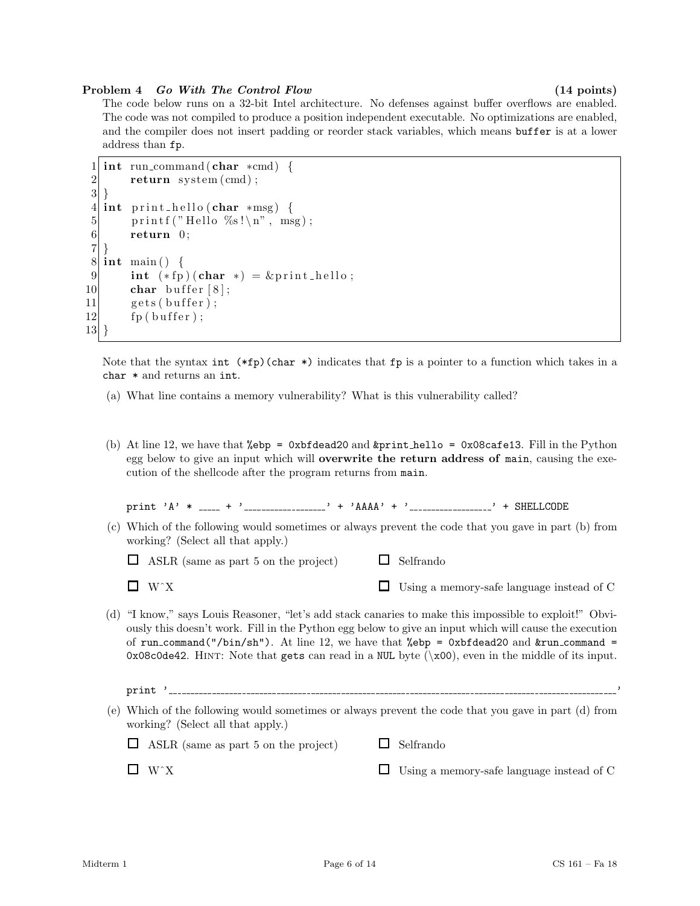**Problem 4** *Go With The Control Flow* **(14 points)**

The code below runs on a 32-bit Intel architecture. No defenses against buffer overflows are enabled. The code was not compiled to produce a position independent executable. No optimizations are enabled, and the compiler does not insert padding or reorder stack variables, which means `buffer` is at a lower address than `fp`.

```
1  int run_command(char *cmd) {
2      return system(cmd);
3  }
4  int print_hello(char *msg) {
5      printf("Hello %s!\n", msg);
6      return 0;
7  }
8  int main() {
9      int (*fp)(char *) = &print_hello;
10     char buffer[8];
11     gets(buffer);
12     fp(buffer);
13 }
```

Note that the syntax `int (*fp)(char *)` indicates that `fp` is a pointer to a function which takes in a `char *` and returns an `int`.

(a) What line contains a memory vulnerability? What is this vulnerability called?

(b) At line 12, we have that `%ebp = 0xbfdead20` and `&print_hello = 0x08cafe13`. Fill in the Python egg below to give an input which will **overwrite the return address of** `main`, causing the execution of the shellcode after the program returns from `main`.

```
print 'A' * ____ + '________________' + 'AAAA' + '________________' + SHELLCODE
```

(c) Which of the following would sometimes or always prevent the code that you gave in part (b) from working? (Select all that apply.)

- ☐ ASLR (same as part 5 on the project)
- ☐ Selfrando
- ☐ W^X
- ☐ Using a memory-safe language instead of C

(d) "I know," says Louis Reasoner, "let's add stack canaries to make this impossible to exploit!" Obviously this doesn't work. Fill in the Python egg below to give an input which will cause the execution of `run_command("/bin/sh")`. At line 12, we have that `%ebp = 0xbfdead20` and `&run_command = 0x08c0de42`. Hint: Note that `gets` can read in a `NUL` byte (`\x00`), even in the middle of its input.

```
print '____________________________________________________________________________________'
```

(e) Which of the following would sometimes or always prevent the code that you gave in part (d) from working? (Select all that apply.)

- ☐ ASLR (same as part 5 on the project)
- ☐ Selfrando
- ☐ W^X
- ☐ Using a memory-safe language instead of C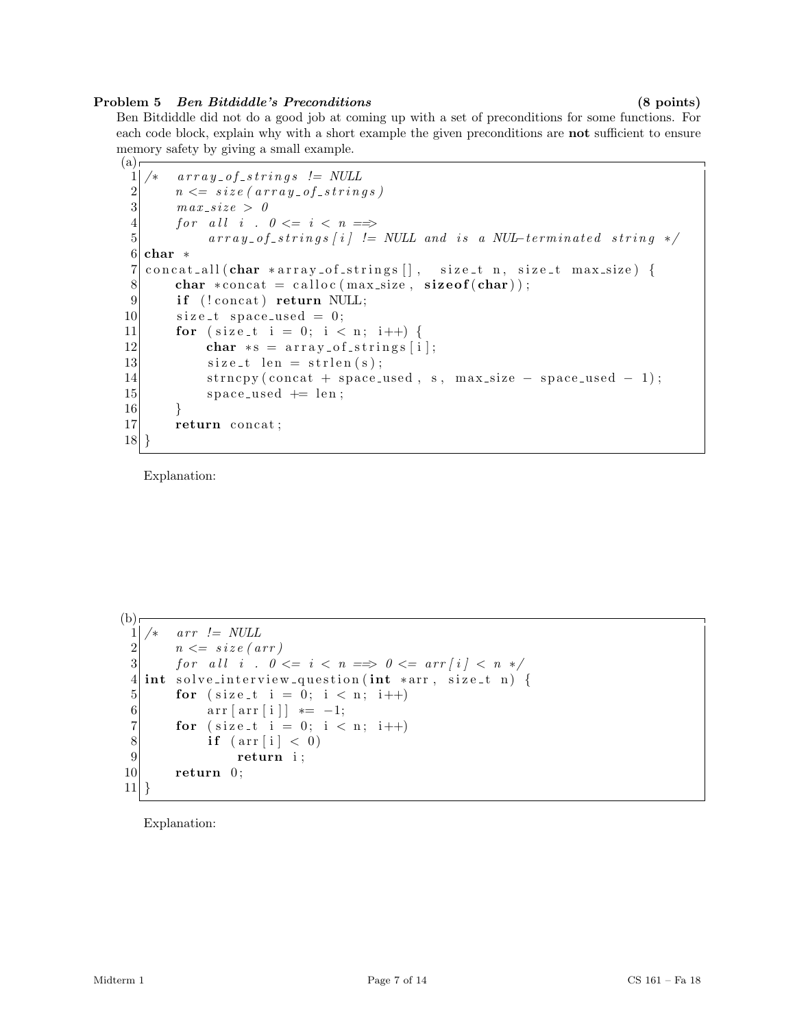**Problem 5** ***Ben Bitdiddle's Preconditions*** **(8 points)**

Ben Bitdiddle did not do a good job at coming up with a set of preconditions for some functions. For each code block, explain why with a short example the given preconditions are **not** sufficient to ensure memory safety by giving a small example.

(a)

```
 1 /*   array_of_strings != NULL
 2      n <= size(array_of_strings)
 3      max_size > 0
 4      for all i . 0 <= i < n ==>
 5           array_of_strings[i] != NULL and is a NUL-terminated string */
 6 char *
 7 concat_all(char *array_of_strings[],  size_t n, size_t max_size) {
 8     char *concat = calloc(max_size, sizeof(char));
 9     if (!concat) return NULL;
10     size_t space_used = 0;
11     for (size_t i = 0; i < n; i++) {
12         char *s = array_of_strings[i];
13         size_t len = strlen(s);
14         strncpy(concat + space_used, s, max_size - space_used - 1);
15         space_used += len;
16     }
17     return concat;
18 }
```

Explanation:

(b)

```
 1 /*   arr != NULL
 2      n <= size(arr)
 3      for all i . 0 <= i < n ==> 0 <= arr[i] < n */
 4 int solve_interview_question(int *arr, size_t n) {
 5     for (size_t i = 0; i < n; i++)
 6         arr[arr[i]] *= -1;
 7     for (size_t i = 0; i < n; i++)
 8         if (arr[i] < 0)
 9             return i;
10     return 0;
11 }
```

Explanation: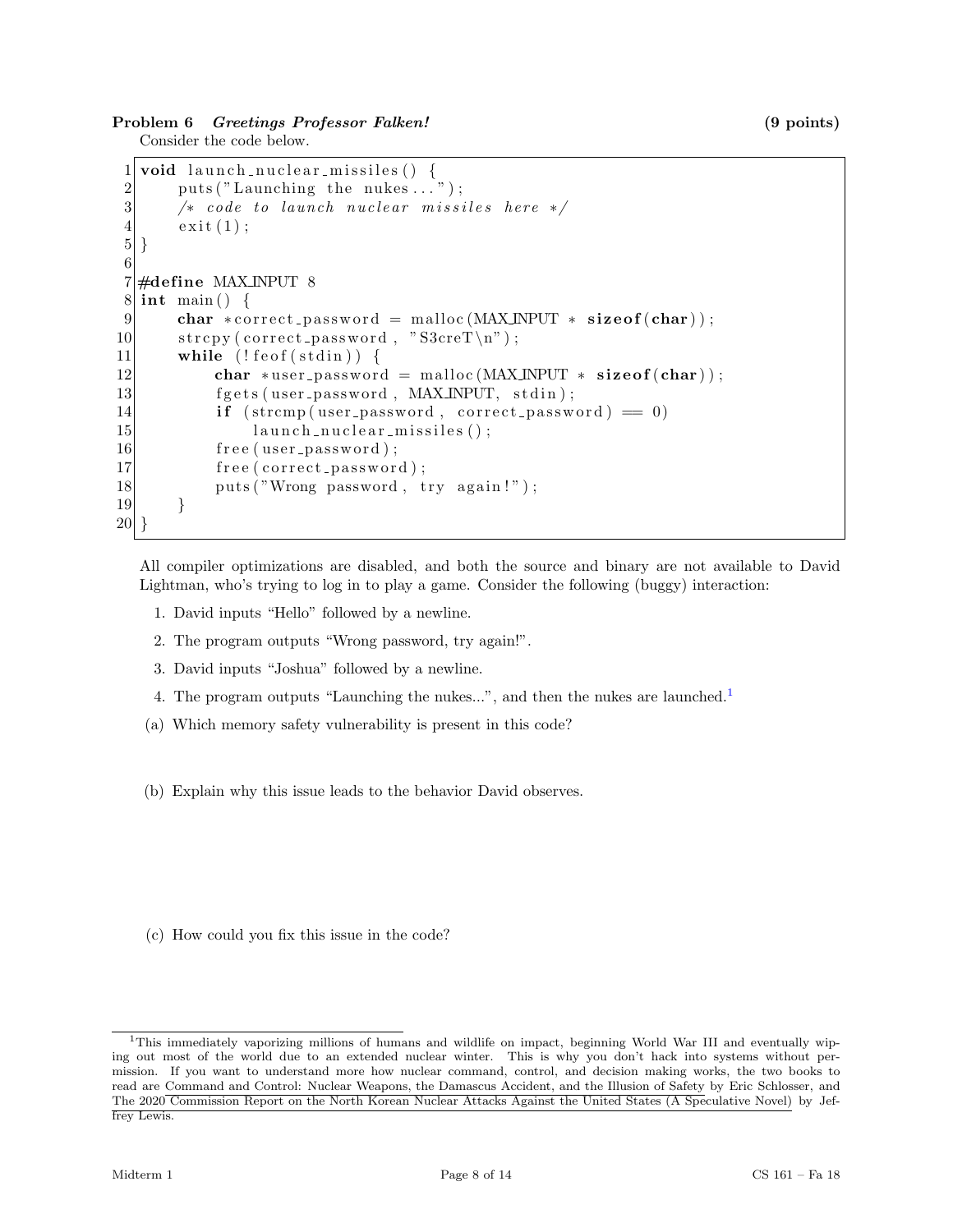**Problem 6** ***Greetings Professor Falken!*** **(9 points)**

Consider the code below.

```
1  void launch_nuclear_missiles() {
2      puts("Launching the nukes...");
3      /* code to launch nuclear missiles here */
4      exit(1);
5  }
6
7  #define MAX_INPUT 8
8  int main() {
9      char *correct_password = malloc(MAX_INPUT * sizeof(char));
10     strcpy(correct_password, "S3creT\n");
11     while (!feof(stdin)) {
12         char *user_password = malloc(MAX_INPUT * sizeof(char));
13         fgets(user_password, MAX_INPUT, stdin);
14         if (strcmp(user_password, correct_password) == 0)
15             launch_nuclear_missiles();
16         free(user_password);
17         free(correct_password);
18         puts("Wrong password, try again!");
19     }
20 }
```

All compiler optimizations are disabled, and both the source and binary are not available to David Lightman, who's trying to log in to play a game. Consider the following (buggy) interaction:

1. David inputs "Hello" followed by a newline.
2. The program outputs "Wrong password, try again!".
3. David inputs "Joshua" followed by a newline.
4. The program outputs "Launching the nukes...", and then the nukes are launched.[1]

(a) Which memory safety vulnerability is present in this code?

(b) Explain why this issue leads to the behavior David observes.

(c) How could you fix this issue in the code?

[1] This immediately vaporizing millions of humans and wildlife on impact, beginning World War III and eventually wiping out most of the world due to an extended nuclear winter. This is why you don't hack into systems without permission. If you want to understand more how nuclear command, control, and decision making works, the two books to read are Command and Control: Nuclear Weapons, the Damascus Accident, and the Illusion of Safety by Eric Schlosser, and The 2020 Commission Report on the North Korean Nuclear Attacks Against the United States (A Speculative Novel) by Jeffrey Lewis.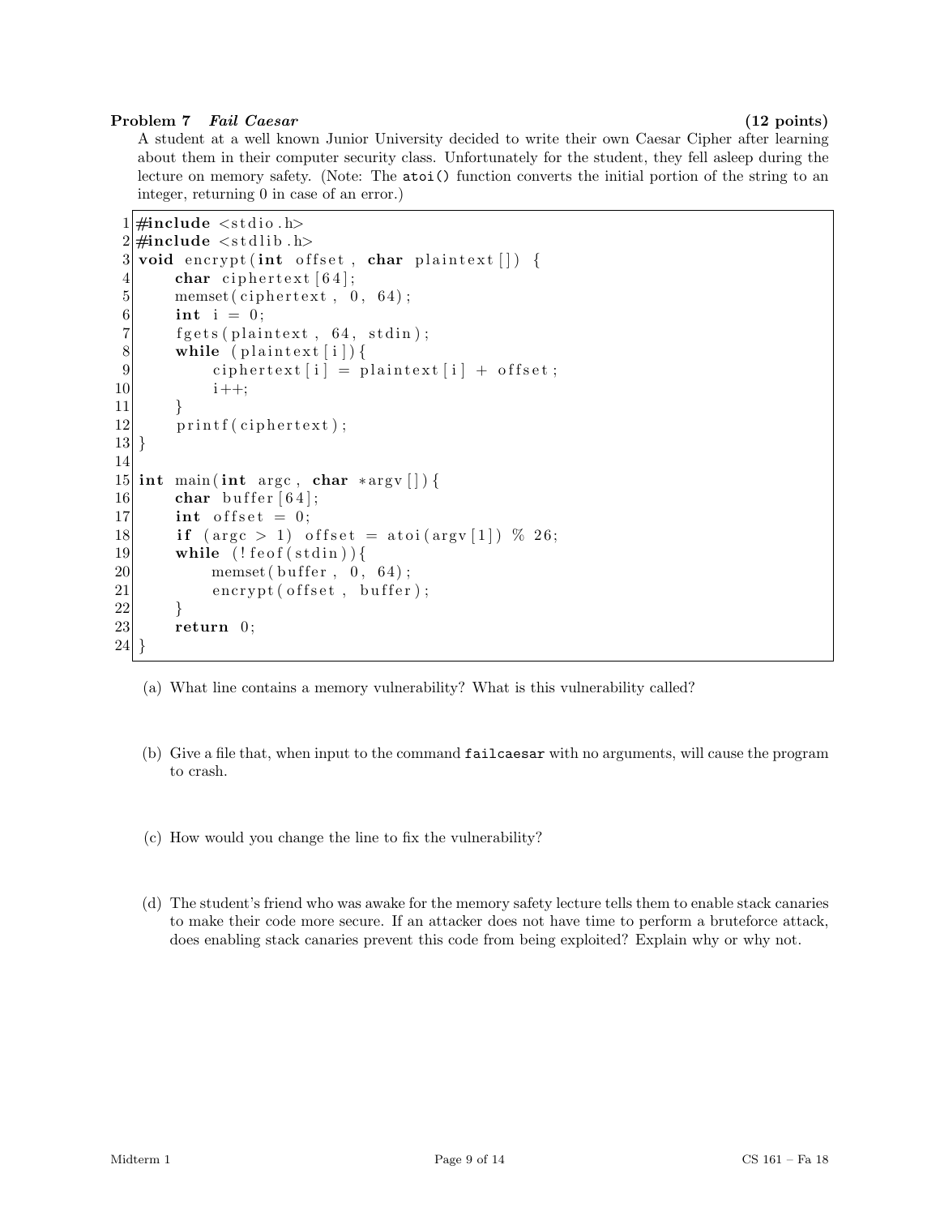**Problem 7** ***Fail Caesar*** **(12 points)**

A student at a well known Junior University decided to write their own Caesar Cipher after learning about them in their computer security class. Unfortunately for the student, they fell asleep during the lecture on memory safety. (Note: The `atoi()` function converts the initial portion of the string to an integer, returning 0 in case of an error.)

```
 1 #include <stdio.h>
 2 #include <stdlib.h>
 3 void encrypt(int offset, char plaintext[]) {
 4     char ciphertext[64];
 5     memset(ciphertext, 0, 64);
 6     int i = 0;
 7     fgets(plaintext, 64, stdin);
 8     while (plaintext[i]){
 9         ciphertext[i] = plaintext[i] + offset;
10         i++;
11     }
12     printf(ciphertext);
13 }
14
15 int main(int argc, char *argv[]){
16     char buffer[64];
17     int offset = 0;
18     if (argc > 1) offset = atoi(argv[1]) % 26;
19     while (!feof(stdin)){
20         memset(buffer, 0, 64);
21         encrypt(offset, buffer);
22     }
23     return 0;
24 }
```

(a) What line contains a memory vulnerability? What is this vulnerability called?

(b) Give a file that, when input to the command `failcaesar` with no arguments, will cause the program to crash.

(c) How would you change the line to fix the vulnerability?

(d) The student's friend who was awake for the memory safety lecture tells them to enable stack canaries to make their code more secure. If an attacker does not have time to perform a bruteforce attack, does enabling stack canaries prevent this code from being exploited? Explain why or why not.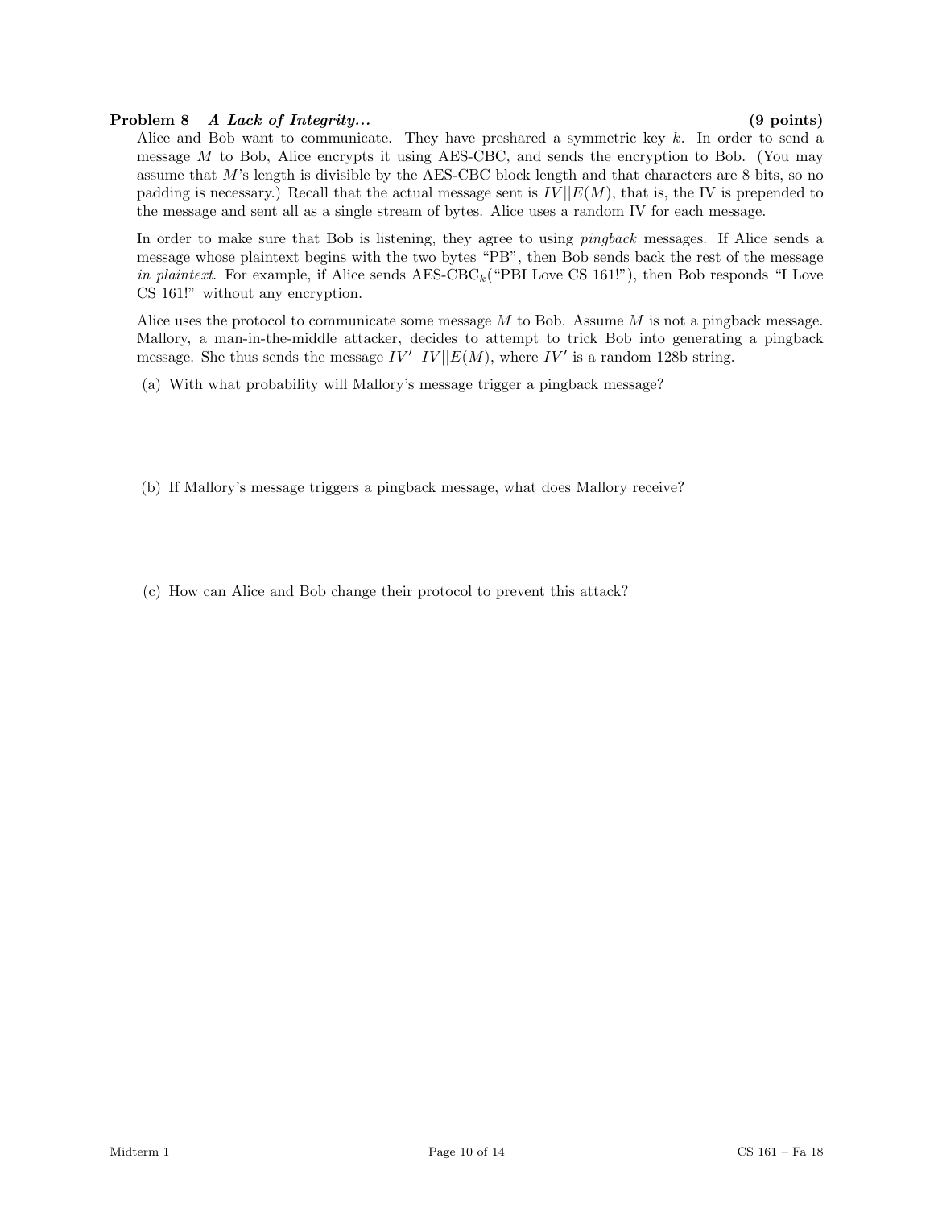**Problem 8** ***A Lack of Integrity...*** **(9 points)**

Alice and Bob want to communicate. They have preshared a symmetric key $k$. In order to send a message $M$ to Bob, Alice encrypts it using AES-CBC, and sends the encryption to Bob. (You may assume that $M$'s length is divisible by the AES-CBC block length and that characters are 8 bits, so no padding is necessary.) Recall that the actual message sent is $IV||E(M)$, that is, the IV is prepended to the message and sent all as a single stream of bytes. Alice uses a random IV for each message.

In order to make sure that Bob is listening, they agree to using *pingback* messages. If Alice sends a message whose plaintext begins with the two bytes "PB", then Bob sends back the rest of the message *in plaintext*. For example, if Alice sends AES-CBC$_k$("PBI Love CS 161!"), then Bob responds "I Love CS 161!" without any encryption.

Alice uses the protocol to communicate some message $M$ to Bob. Assume $M$ is not a pingback message. Mallory, a man-in-the-middle attacker, decides to attempt to trick Bob into generating a pingback message. She thus sends the message $IV'||IV||E(M)$, where $IV'$ is a random 128b string.

(a) With what probability will Mallory's message trigger a pingback message?

(b) If Mallory's message triggers a pingback message, what does Mallory receive?

(c) How can Alice and Bob change their protocol to prevent this attack?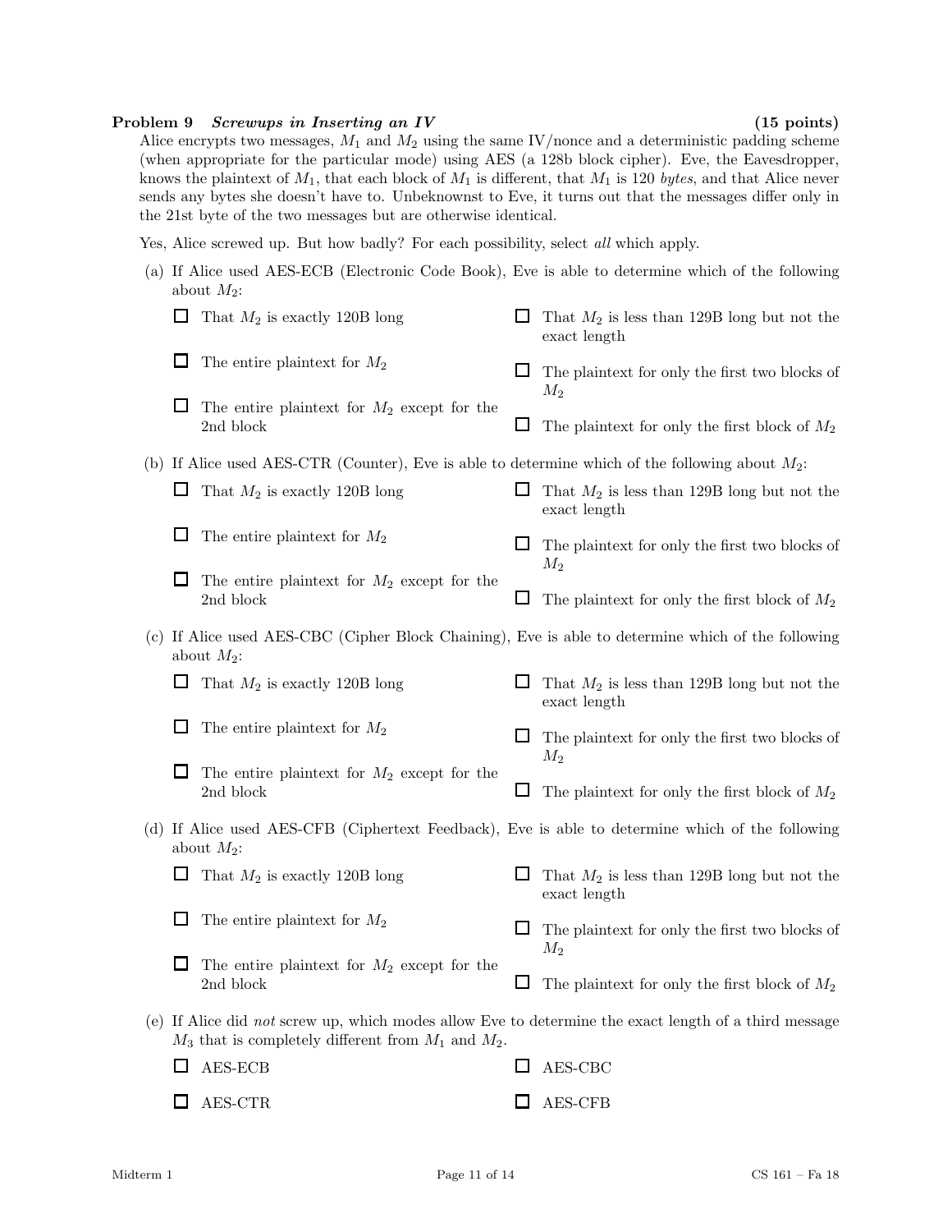**Problem 9** ***Screwups in Inserting an IV*** **(15 points)**

Alice encrypts two messages, $M_1$ and $M_2$ using the same IV/nonce and a deterministic padding scheme (when appropriate for the particular mode) using AES (a 128b block cipher). Eve, the Eavesdropper, knows the plaintext of $M_1$, that each block of $M_1$ is different, that $M_1$ is 120 *bytes*, and that Alice never sends any bytes she doesn't have to. Unbeknownst to Eve, it turns out that the messages differ only in the 21st byte of the two messages but are otherwise identical.

Yes, Alice screwed up. But how badly? For each possibility, select *all* which apply.

(a) If Alice used AES-ECB (Electronic Code Book), Eve is able to determine which of the following about $M_2$:

- ☐ That $M_2$ is exactly 120B long
- ☐ That $M_2$ is less than 129B long but not the exact length
- ☐ The entire plaintext for $M_2$
- ☐ The plaintext for only the first two blocks of $M_2$
- ☐ The entire plaintext for $M_2$ except for the 2nd block
- ☐ The plaintext for only the first block of $M_2$

(b) If Alice used AES-CTR (Counter), Eve is able to determine which of the following about $M_2$:

- ☐ That $M_2$ is exactly 120B long
- ☐ That $M_2$ is less than 129B long but not the exact length
- ☐ The entire plaintext for $M_2$
- ☐ The plaintext for only the first two blocks of $M_2$
- ☐ The entire plaintext for $M_2$ except for the 2nd block
- ☐ The plaintext for only the first block of $M_2$

(c) If Alice used AES-CBC (Cipher Block Chaining), Eve is able to determine which of the following about $M_2$:

- ☐ That $M_2$ is exactly 120B long
- ☐ That $M_2$ is less than 129B long but not the exact length
- ☐ The entire plaintext for $M_2$
- ☐ The plaintext for only the first two blocks of $M_2$
- ☐ The entire plaintext for $M_2$ except for the 2nd block
- ☐ The plaintext for only the first block of $M_2$

(d) If Alice used AES-CFB (Ciphertext Feedback), Eve is able to determine which of the following about $M_2$:

- ☐ That $M_2$ is exactly 120B long
- ☐ That $M_2$ is less than 129B long but not the exact length
- ☐ The entire plaintext for $M_2$
- ☐ The plaintext for only the first two blocks of $M_2$
- ☐ The entire plaintext for $M_2$ except for the 2nd block
- ☐ The plaintext for only the first block of $M_2$

(e) If Alice did *not* screw up, which modes allow Eve to determine the exact length of a third message $M_3$ that is completely different from $M_1$ and $M_2$.

- ☐ AES-ECB
- ☐ AES-CBC
- ☐ AES-CTR
- ☐ AES-CFB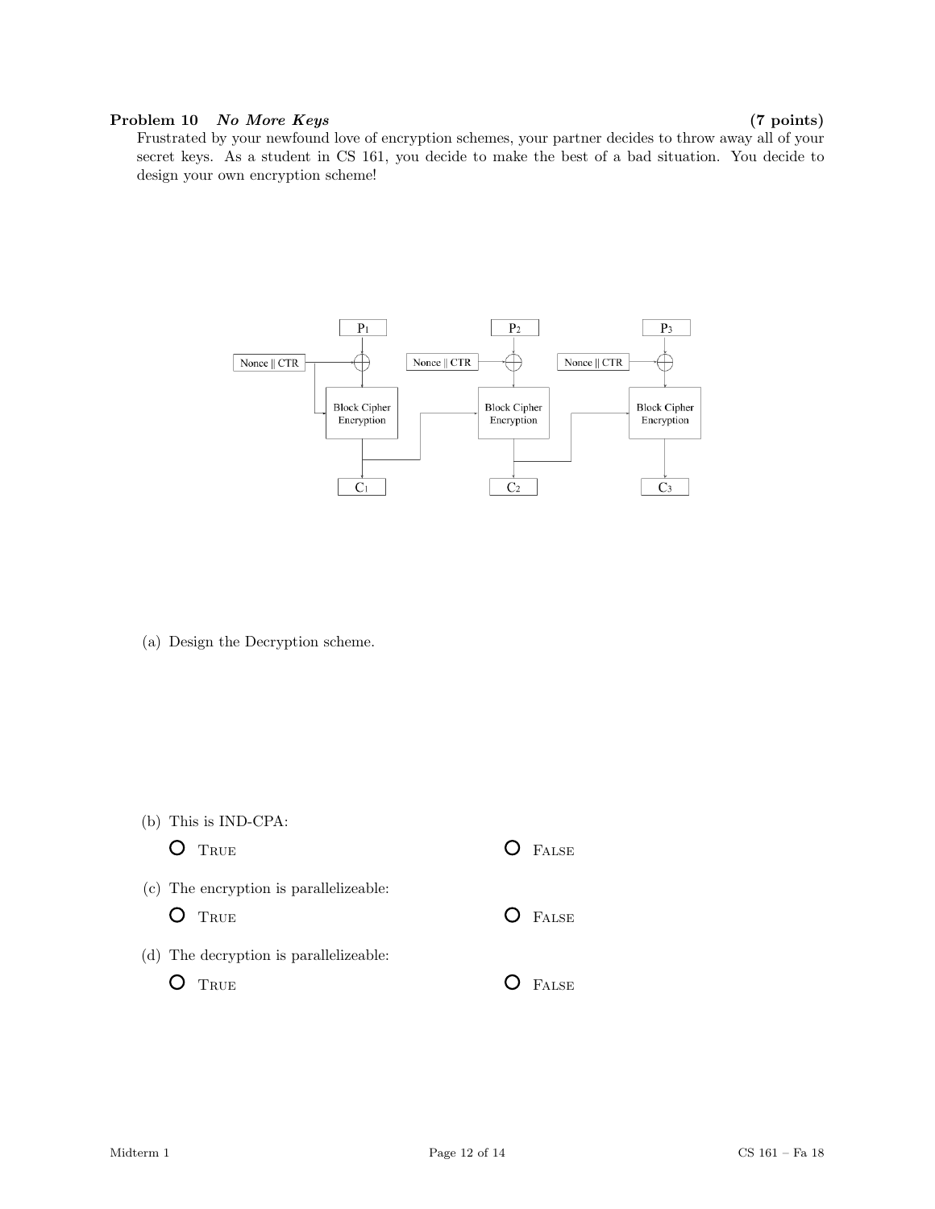**Problem 10** ***No More Keys*** **(7 points)**

Frustrated by your newfound love of encryption schemes, your partner decides to throw away all of your secret keys. As a student in CS 161, you decide to make the best of a bad situation. You decide to design your own encryption scheme!

(a) Design the Decryption scheme.

(b) This is IND-CPA:

- ○ TRUE
- ○ FALSE

(c) The encryption is parallelizeable:

- ○ TRUE
- ○ FALSE

(d) The decryption is parallelizeable:

- ○ TRUE
- ○ FALSE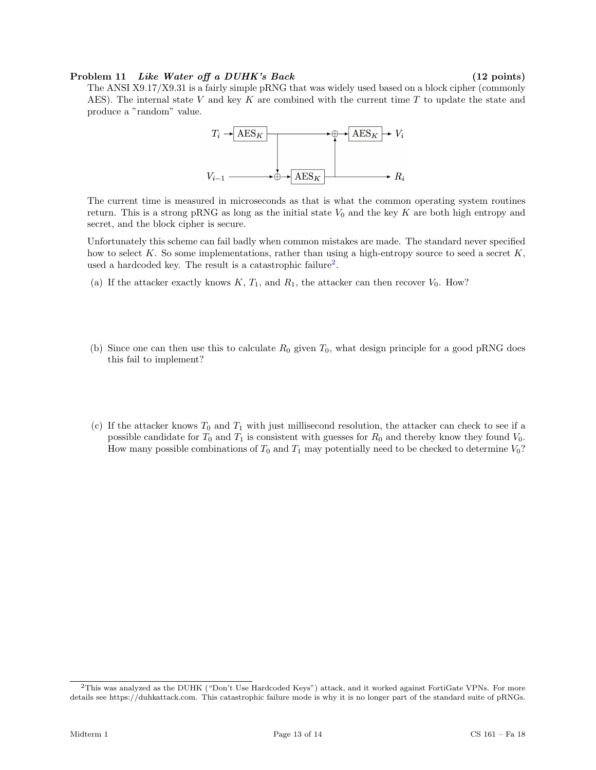**Problem 11** ***Like Water off a DUHK's Back*** **(12 points)**

The ANSI X9.17/X9.31 is a fairly simple pRNG that was widely used based on a block cipher (commonly AES). The internal state $V$ and key $K$ are combined with the current time $T$ to update the state and produce a "random" value.

The current time is measured in microseconds as that is what the common operating system routines return. This is a strong pRNG as long as the initial state $V_0$ and the key $K$ are both high entropy and secret, and the block cipher is secure.

Unfortunately this scheme can fail badly when common mistakes are made. The standard never specified how to select $K$. So some implementations, rather than using a high-entropy source to seed a secret $K$, used a hardcoded key. The result is a catastrophic failure[2].

(a) If the attacker exactly knows $K$, $T_1$, and $R_1$, the attacker can then recover $V_0$. How?

(b) Since one can then use this to calculate $R_0$ given $T_0$, what design principle for a good pRNG does this fail to implement?

(c) If the attacker knows $T_0$ and $T_1$ with just millisecond resolution, the attacker can check to see if a possible candidate for $T_0$ and $T_1$ is consistent with guesses for $R_0$ and thereby know they found $V_0$. How many possible combinations of $T_0$ and $T_1$ may potentially need to be checked to determine $V_0$?

[2] This was analyzed as the DUHK ("Don't Use Hardcoded Keys") attack, and it worked against FortiGate VPNs. For more details see https://duhkattack.com. This catastrophic failure mode is why it is no longer part of the standard suite of pRNGs.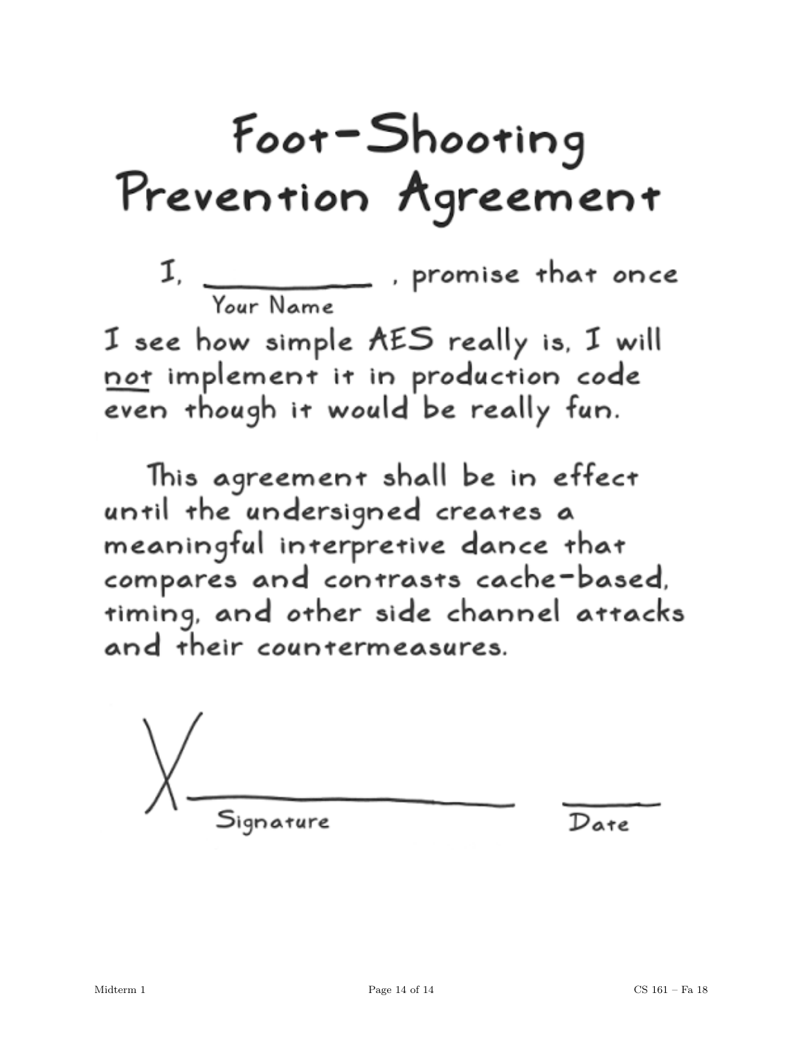# Foot-Shooting Prevention Agreement

I, \_\_\_\_\_\_\_\_\_\_ , promise that once
Your Name

I see how simple AES really is, I will <u>not</u> implement it in production code even though it would be really fun.

This agreement shall be in effect until the undersigned creates a meaningful interpretive dance that compares and contrasts cache-based, timing, and other side channel attacks and their countermeasures.

X\_\_\_\_\_\_\_\_\_\_\_\_\_\_\_\_\_\_\_\_ \_\_\_\_\_\_\_\_
Signature Date